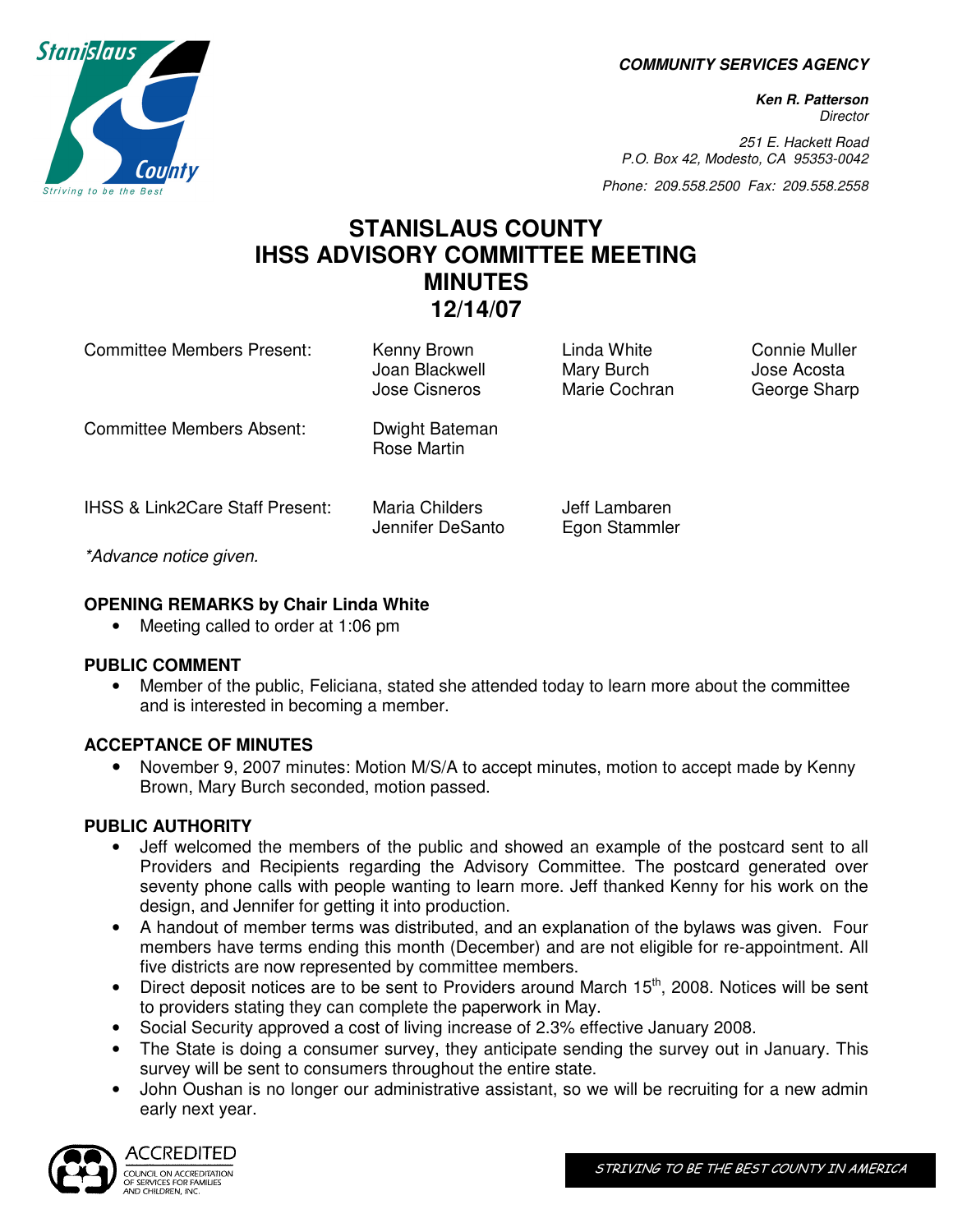**COMMUNITY SERVICES AGENCY**

**Ken R. Patterson**
*Director*

*251 E. Hackett Road*
*P.O. Box 42, Modesto, CA 95353-0042*

*Phone: 209.558.2500 Fax: 209.558.2558*

# STANISLAUS COUNTY
# IHSS ADVISORY COMMITTEE MEETING
# MINUTES
# 12/14/07

| | | | |
|---|---|---|---|
| Committee Members Present: | Kenny Brown<br>Joan Blackwell<br>Jose Cisneros | Linda White<br>Mary Burch<br>Marie Cochran | Connie Muller<br>Jose Acosta<br>George Sharp |
| Committee Members Absent: | Dwight Bateman<br>Rose Martin | | |
| IHSS & Link2Care Staff Present: | Maria Childers<br>Jennifer DeSanto | Jeff Lambaren<br>Egon Stammler | |

*\*Advance notice given.*

**OPENING REMARKS by Chair Linda White**
- Meeting called to order at 1:06 pm

**PUBLIC COMMENT**
- Member of the public, Feliciana, stated she attended today to learn more about the committee and is interested in becoming a member.

**ACCEPTANCE OF MINUTES**
- November 9, 2007 minutes: Motion M/S/A to accept minutes, motion to accept made by Kenny Brown, Mary Burch seconded, motion passed.

**PUBLIC AUTHORITY**
- Jeff welcomed the members of the public and showed an example of the postcard sent to all Providers and Recipients regarding the Advisory Committee. The postcard generated over seventy phone calls with people wanting to learn more. Jeff thanked Kenny for his work on the design, and Jennifer for getting it into production.
- A handout of member terms was distributed, and an explanation of the bylaws was given. Four members have terms ending this month (December) and are not eligible for re-appointment. All five districts are now represented by committee members.
- Direct deposit notices are to be sent to Providers around March 15th, 2008. Notices will be sent to providers stating they can complete the paperwork in May.
- Social Security approved a cost of living increase of 2.3% effective January 2008.
- The State is doing a consumer survey, they anticipate sending the survey out in January. This survey will be sent to consumers throughout the entire state.
- John Oushan is no longer our administrative assistant, so we will be recruiting for a new admin early next year.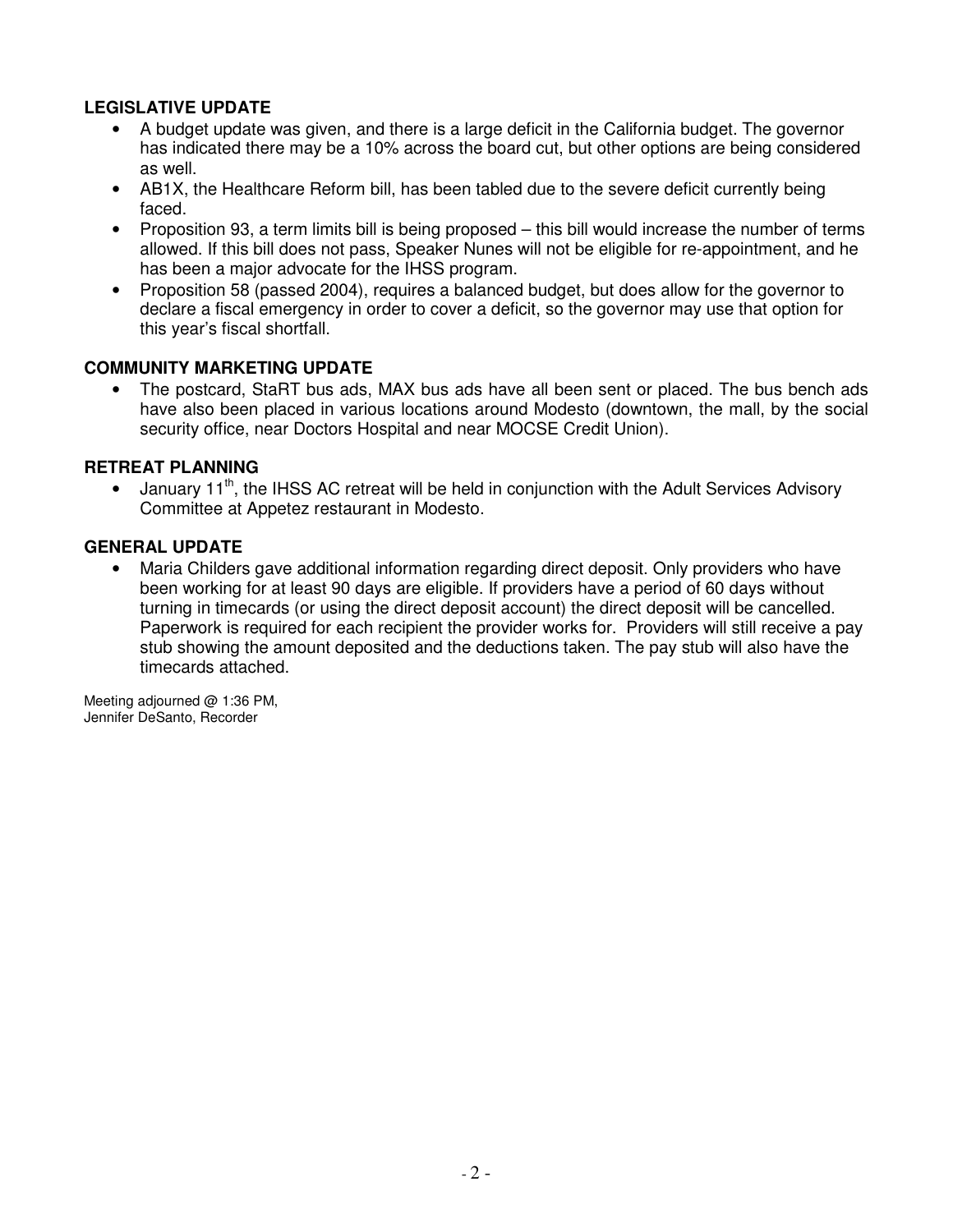**LEGISLATIVE UPDATE**

- A budget update was given, and there is a large deficit in the California budget. The governor has indicated there may be a 10% across the board cut, but other options are being considered as well.
- AB1X, the Healthcare Reform bill, has been tabled due to the severe deficit currently being faced.
- Proposition 93, a term limits bill is being proposed – this bill would increase the number of terms allowed. If this bill does not pass, Speaker Nunes will not be eligible for re-appointment, and he has been a major advocate for the IHSS program.
- Proposition 58 (passed 2004), requires a balanced budget, but does allow for the governor to declare a fiscal emergency in order to cover a deficit, so the governor may use that option for this year's fiscal shortfall.

**COMMUNITY MARKETING UPDATE**

- The postcard, StaRT bus ads, MAX bus ads have all been sent or placed. The bus bench ads have also been placed in various locations around Modesto (downtown, the mall, by the social security office, near Doctors Hospital and near MOCSE Credit Union).

**RETREAT PLANNING**

- January 11th, the IHSS AC retreat will be held in conjunction with the Adult Services Advisory Committee at Appetez restaurant in Modesto.

**GENERAL UPDATE**

- Maria Childers gave additional information regarding direct deposit. Only providers who have been working for at least 90 days are eligible. If providers have a period of 60 days without turning in timecards (or using the direct deposit account) the direct deposit will be cancelled. Paperwork is required for each recipient the provider works for. Providers will still receive a pay stub showing the amount deposited and the deductions taken. The pay stub will also have the timecards attached.

Meeting adjourned @ 1:36 PM,
Jennifer DeSanto, Recorder